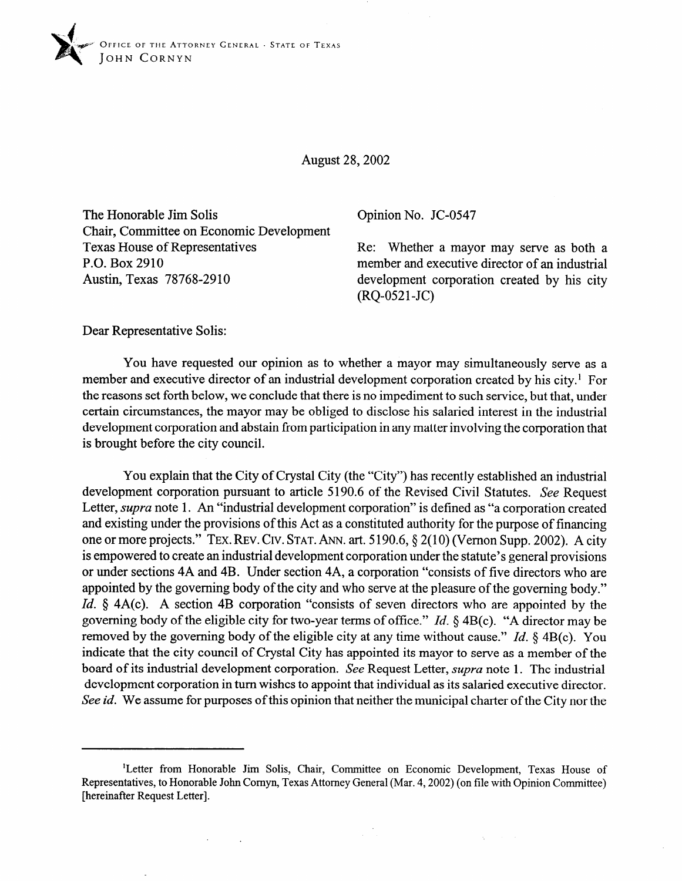OFFICE OF THE ATTORNEY GENERAL · STATE OF TEXAS
JOHN CORNYN

August 28, 2002

The Honorable Jim Solis
Chair, Committee on Economic Development
Texas House of Representatives
P.O. Box 2910
Austin, Texas 78768-2910

Opinion No. JC-0547

Re: Whether a mayor may serve as both a member and executive director of an industrial development corporation created by his city (RQ-0521-JC)

Dear Representative Solis:

You have requested our opinion as to whether a mayor may simultaneously serve as a member and executive director of an industrial development corporation created by his city.[1] For the reasons set forth below, we conclude that there is no impediment to such service, but that, under certain circumstances, the mayor may be obliged to disclose his salaried interest in the industrial development corporation and abstain from participation in any matter involving the corporation that is brought before the city council.

You explain that the City of Crystal City (the "City") has recently established an industrial development corporation pursuant to article 5190.6 of the Revised Civil Statutes. *See* Request Letter, *supra* note 1. An "industrial development corporation" is defined as "a corporation created and existing under the provisions of this Act as a constituted authority for the purpose of financing one or more projects." TEX. REV. CIV. STAT. ANN. art. 5190.6, § 2(10) (Vernon Supp. 2002). A city is empowered to create an industrial development corporation under the statute's general provisions or under sections 4A and 4B. Under section 4A, a corporation "consists of five directors who are appointed by the governing body of the city and who serve at the pleasure of the governing body." *Id.* § 4A(c). A section 4B corporation "consists of seven directors who are appointed by the governing body of the eligible city for two-year terms of office." *Id.* § 4B(c). "A director may be removed by the governing body of the eligible city at any time without cause." *Id.* § 4B(c). You indicate that the city council of Crystal City has appointed its mayor to serve as a member of the board of its industrial development corporation. *See* Request Letter, *supra* note 1. The industrial development corporation in turn wishes to appoint that individual as its salaried executive director. *See id.* We assume for purposes of this opinion that neither the municipal charter of the City nor the

---

[1]Letter from Honorable Jim Solis, Chair, Committee on Economic Development, Texas House of Representatives, to Honorable John Cornyn, Texas Attorney General (Mar. 4, 2002) (on file with Opinion Committee) [hereinafter Request Letter].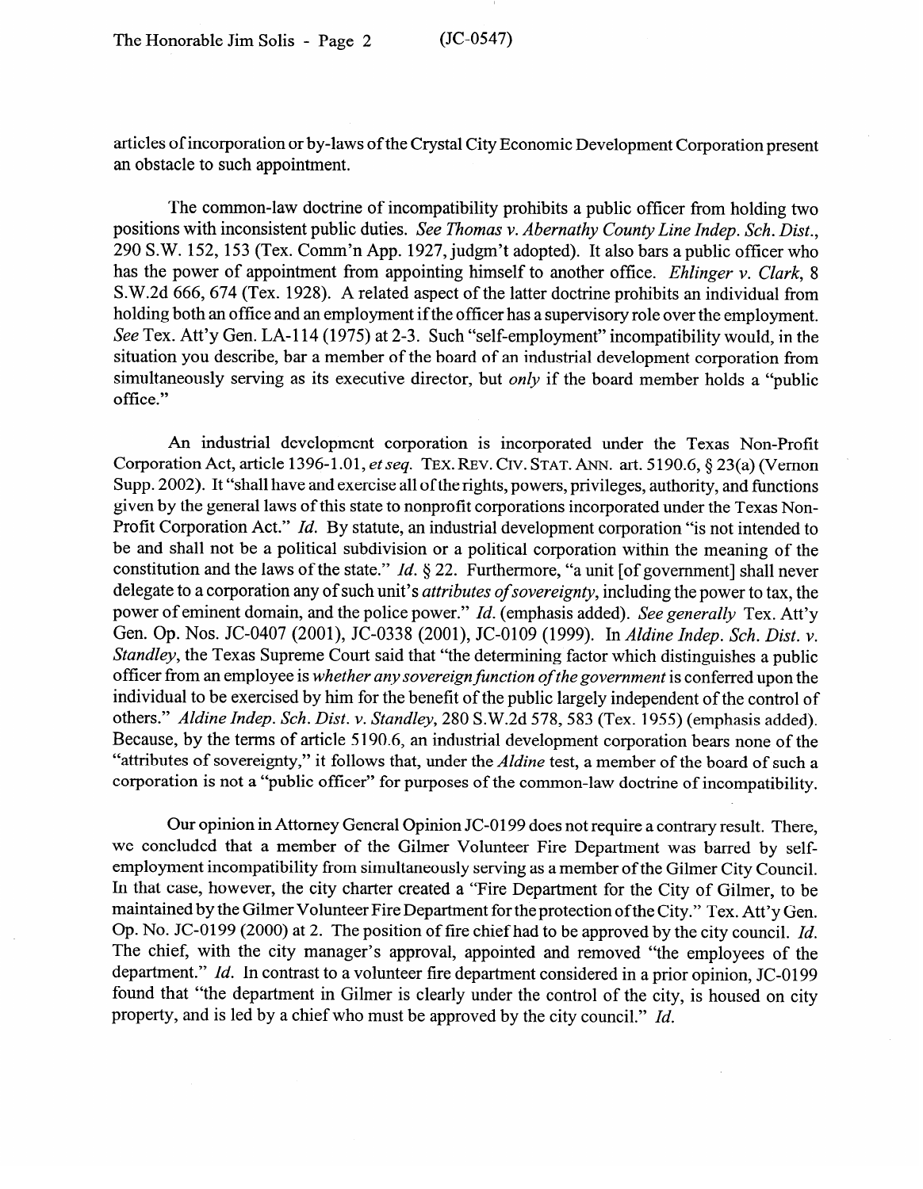articles of incorporation or by-laws of the Crystal City Economic Development Corporation present an obstacle to such appointment.

The common-law doctrine of incompatibility prohibits a public officer from holding two positions with inconsistent public duties. *See Thomas v. Abernathy County Line Indep. Sch. Dist.*, 290 S.W. 152, 153 (Tex. Comm'n App. 1927, judgm't adopted). It also bars a public officer who has the power of appointment from appointing himself to another office. *Ehlinger v. Clark*, 8 S.W.2d 666, 674 (Tex. 1928). A related aspect of the latter doctrine prohibits an individual from holding both an office and an employment if the officer has a supervisory role over the employment. *See* Tex. Att'y Gen. LA-114 (1975) at 2-3. Such "self-employment" incompatibility would, in the situation you describe, bar a member of the board of an industrial development corporation from simultaneously serving as its executive director, but *only* if the board member holds a "public office."

An industrial development corporation is incorporated under the Texas Non-Profit Corporation Act, article 1396-1.01, *et seq.* TEX. REV. CIV. STAT. ANN. art. 5190.6, § 23(a) (Vernon Supp. 2002). It "shall have and exercise all of the rights, powers, privileges, authority, and functions given by the general laws of this state to nonprofit corporations incorporated under the Texas Non-Profit Corporation Act." *Id.* By statute, an industrial development corporation "is not intended to be and shall not be a political subdivision or a political corporation within the meaning of the constitution and the laws of the state." *Id.* § 22. Furthermore, "a unit [of government] shall never delegate to a corporation any of such unit's *attributes of sovereignty*, including the power to tax, the power of eminent domain, and the police power." *Id.* (emphasis added). *See generally* Tex. Att'y Gen. Op. Nos. JC-0407 (2001), JC-0338 (2001), JC-0109 (1999). In *Aldine Indep. Sch. Dist. v. Standley*, the Texas Supreme Court said that "the determining factor which distinguishes a public officer from an employee is *whether any sovereign function of the government* is conferred upon the individual to be exercised by him for the benefit of the public largely independent of the control of others." *Aldine Indep. Sch. Dist. v. Standley*, 280 S.W.2d 578, 583 (Tex. 1955) (emphasis added). Because, by the terms of article 5190.6, an industrial development corporation bears none of the "attributes of sovereignty," it follows that, under the *Aldine* test, a member of the board of such a corporation is not a "public officer" for purposes of the common-law doctrine of incompatibility.

Our opinion in Attorney General Opinion JC-0199 does not require a contrary result. There, we concluded that a member of the Gilmer Volunteer Fire Department was barred by self-employment incompatibility from simultaneously serving as a member of the Gilmer City Council. In that case, however, the city charter created a "Fire Department for the City of Gilmer, to be maintained by the Gilmer Volunteer Fire Department for the protection of the City." Tex. Att'y Gen. Op. No. JC-0199 (2000) at 2. The position of fire chief had to be approved by the city council. *Id.* The chief, with the city manager's approval, appointed and removed "the employees of the department." *Id.* In contrast to a volunteer fire department considered in a prior opinion, JC-0199 found that "the department in Gilmer is clearly under the control of the city, is housed on city property, and is led by a chief who must be approved by the city council." *Id.*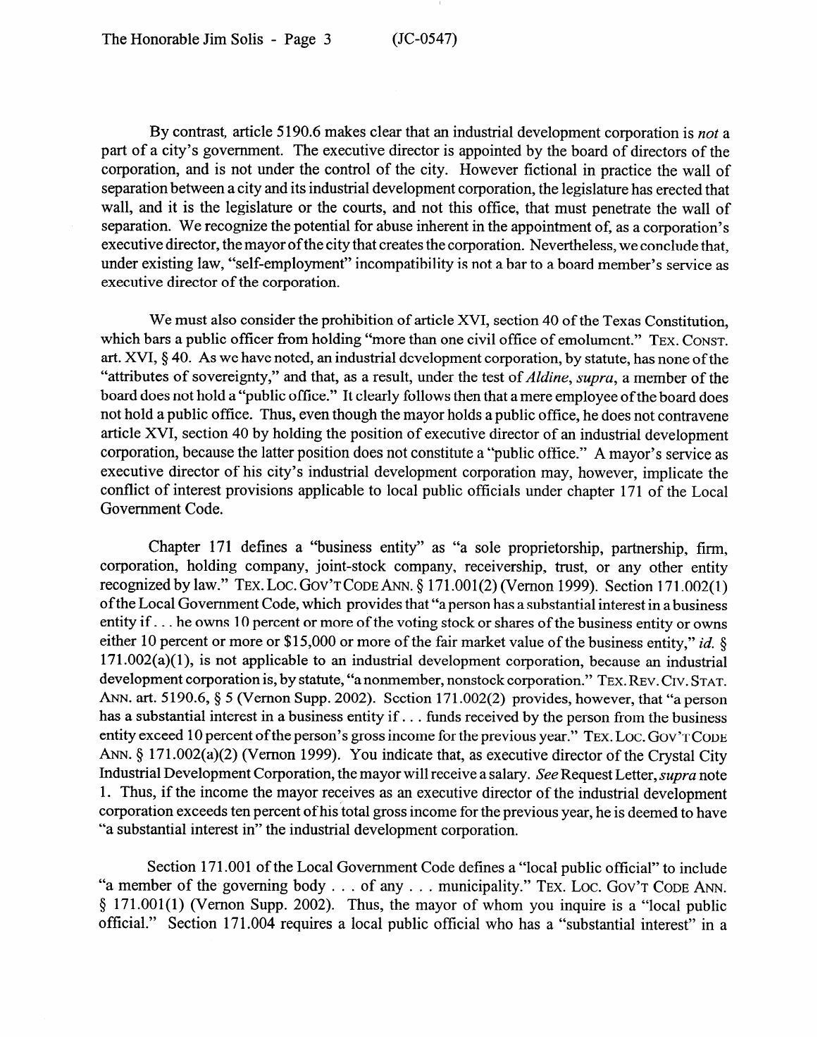By contrast, article 5190.6 makes clear that an industrial development corporation is *not* a part of a city's government. The executive director is appointed by the board of directors of the corporation, and is not under the control of the city. However fictional in practice the wall of separation between a city and its industrial development corporation, the legislature has erected that wall, and it is the legislature or the courts, and not this office, that must penetrate the wall of separation. We recognize the potential for abuse inherent in the appointment of, as a corporation's executive director, the mayor of the city that creates the corporation. Nevertheless, we conclude that, under existing law, "self-employment" incompatibility is not a bar to a board member's service as executive director of the corporation.

We must also consider the prohibition of article XVI, section 40 of the Texas Constitution, which bars a public officer from holding "more than one civil office of emolument." TEX. CONST. art. XVI, § 40. As we have noted, an industrial development corporation, by statute, has none of the "attributes of sovereignty," and that, as a result, under the test of *Aldine*, *supra*, a member of the board does not hold a "public office." It clearly follows then that a mere employee of the board does not hold a public office. Thus, even though the mayor holds a public office, he does not contravene article XVI, section 40 by holding the position of executive director of an industrial development corporation, because the latter position does not constitute a "public office." A mayor's service as executive director of his city's industrial development corporation may, however, implicate the conflict of interest provisions applicable to local public officials under chapter 171 of the Local Government Code.

Chapter 171 defines a "business entity" as "a sole proprietorship, partnership, firm, corporation, holding company, joint-stock company, receivership, trust, or any other entity recognized by law." TEX. LOC. GOV'T CODE ANN. § 171.001(2) (Vernon 1999). Section 171.002(1) of the Local Government Code, which provides that "a person has a substantial interest in a business entity if . . . he owns 10 percent or more of the voting stock or shares of the business entity or owns either 10 percent or more or $15,000 or more of the fair market value of the business entity," *id.* § 171.002(a)(1), is not applicable to an industrial development corporation, because an industrial development corporation is, by statute, "a nonmember, nonstock corporation." TEX. REV. CIV. STAT. ANN. art. 5190.6, § 5 (Vernon Supp. 2002). Section 171.002(2) provides, however, that "a person has a substantial interest in a business entity if . . . funds received by the person from the business entity exceed 10 percent of the person's gross income for the previous year." TEX. LOC. GOV'T CODE ANN. § 171.002(a)(2) (Vernon 1999). You indicate that, as executive director of the Crystal City Industrial Development Corporation, the mayor will receive a salary. *See* Request Letter, *supra* note 1. Thus, if the income the mayor receives as an executive director of the industrial development corporation exceeds ten percent of his total gross income for the previous year, he is deemed to have "a substantial interest in" the industrial development corporation.

Section 171.001 of the Local Government Code defines a "local public official" to include "a member of the governing body . . . of any . . . municipality." TEX. LOC. GOV'T CODE ANN. § 171.001(1) (Vernon Supp. 2002). Thus, the mayor of whom you inquire is a "local public official." Section 171.004 requires a local public official who has a "substantial interest" in a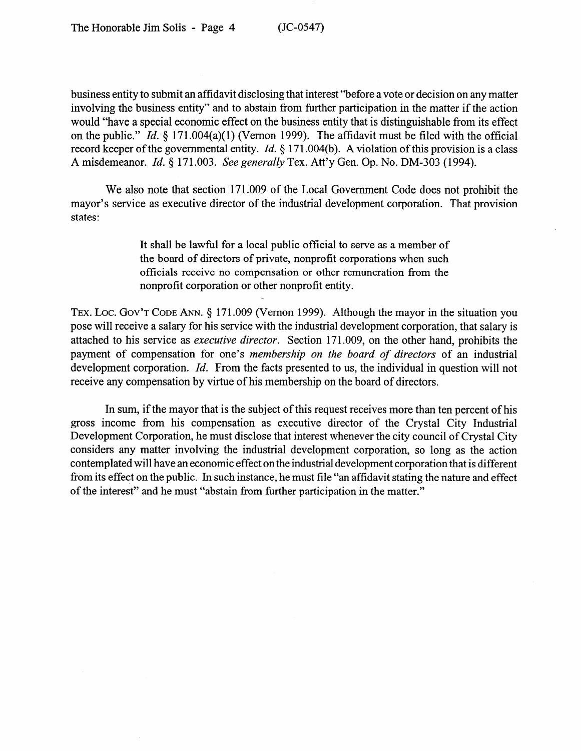business entity to submit an affidavit disclosing that interest "before a vote or decision on any matter involving the business entity" and to abstain from further participation in the matter if the action would "have a special economic effect on the business entity that is distinguishable from its effect on the public." *Id.* § 171.004(a)(1) (Vernon 1999). The affidavit must be filed with the official record keeper of the governmental entity. *Id.* § 171.004(b). A violation of this provision is a class A misdemeanor. *Id.* § 171.003. *See generally* Tex. Att'y Gen. Op. No. DM-303 (1994).

We also note that section 171.009 of the Local Government Code does not prohibit the mayor's service as executive director of the industrial development corporation. That provision states:

> It shall be lawful for a local public official to serve as a member of the board of directors of private, nonprofit corporations when such officials receive no compensation or other remuneration from the nonprofit corporation or other nonprofit entity.

TEX. LOC. GOV'T CODE ANN. § 171.009 (Vernon 1999). Although the mayor in the situation you pose will receive a salary for his service with the industrial development corporation, that salary is attached to his service as *executive director*. Section 171.009, on the other hand, prohibits the payment of compensation for one's *membership on the board of directors* of an industrial development corporation. *Id.* From the facts presented to us, the individual in question will not receive any compensation by virtue of his membership on the board of directors.

In sum, if the mayor that is the subject of this request receives more than ten percent of his gross income from his compensation as executive director of the Crystal City Industrial Development Corporation, he must disclose that interest whenever the city council of Crystal City considers any matter involving the industrial development corporation, so long as the action contemplated will have an economic effect on the industrial development corporation that is different from its effect on the public. In such instance, he must file "an affidavit stating the nature and effect of the interest" and he must "abstain from further participation in the matter."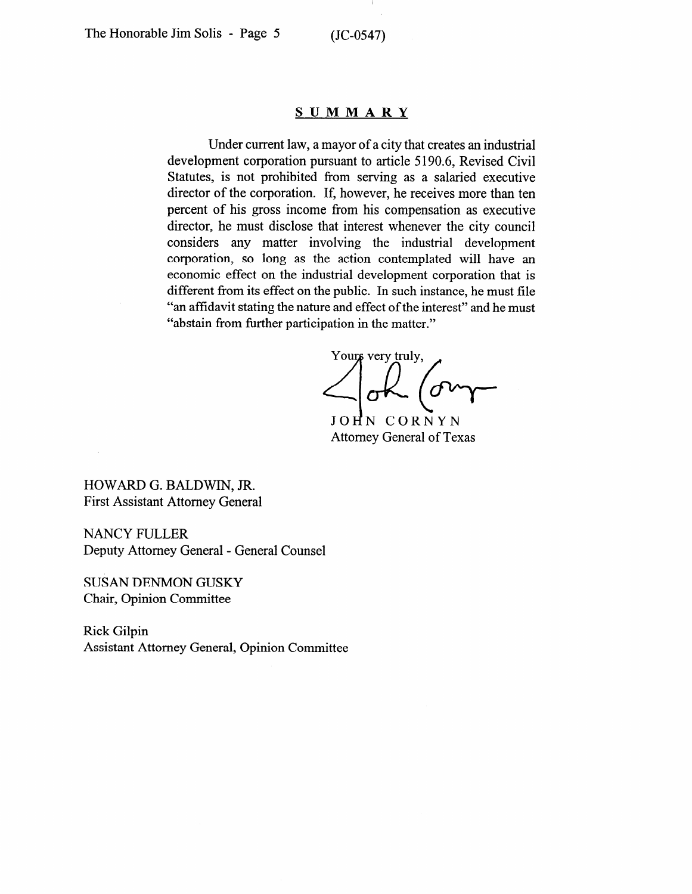## SUMMARY

Under current law, a mayor of a city that creates an industrial development corporation pursuant to article 5190.6, Revised Civil Statutes, is not prohibited from serving as a salaried executive director of the corporation. If, however, he receives more than ten percent of his gross income from his compensation as executive director, he must disclose that interest whenever the city council considers any matter involving the industrial development corporation, so long as the action contemplated will have an economic effect on the industrial development corporation that is different from its effect on the public. In such instance, he must file "an affidavit stating the nature and effect of the interest" and he must "abstain from further participation in the matter."

Yours very truly,

JOHN CORNYN
Attorney General of Texas

HOWARD G. BALDWIN, JR.
First Assistant Attorney General

NANCY FULLER
Deputy Attorney General - General Counsel

SUSAN DENMON GUSKY
Chair, Opinion Committee

Rick Gilpin
Assistant Attorney General, Opinion Committee